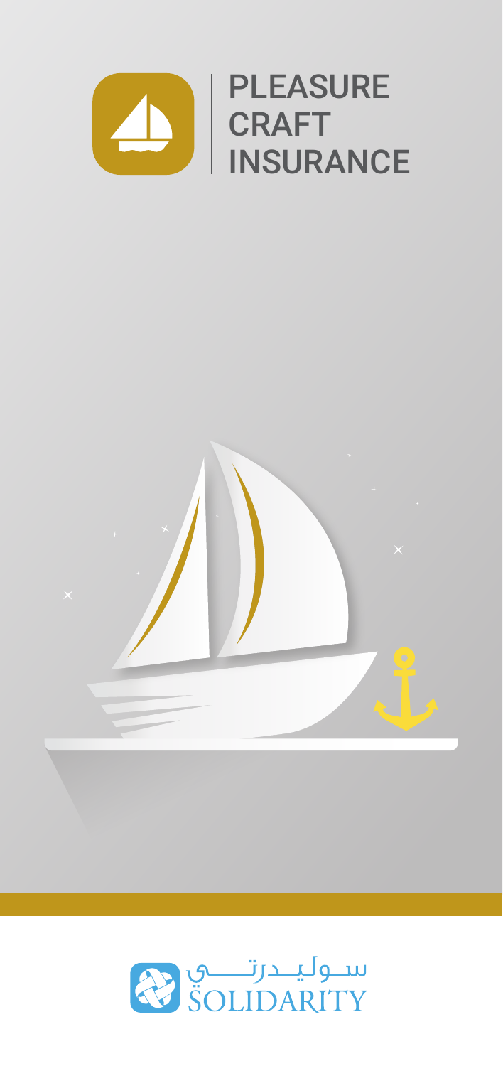# PLEASURE CRAFT INSURANCE

سوليدرتي
SOLIDARITY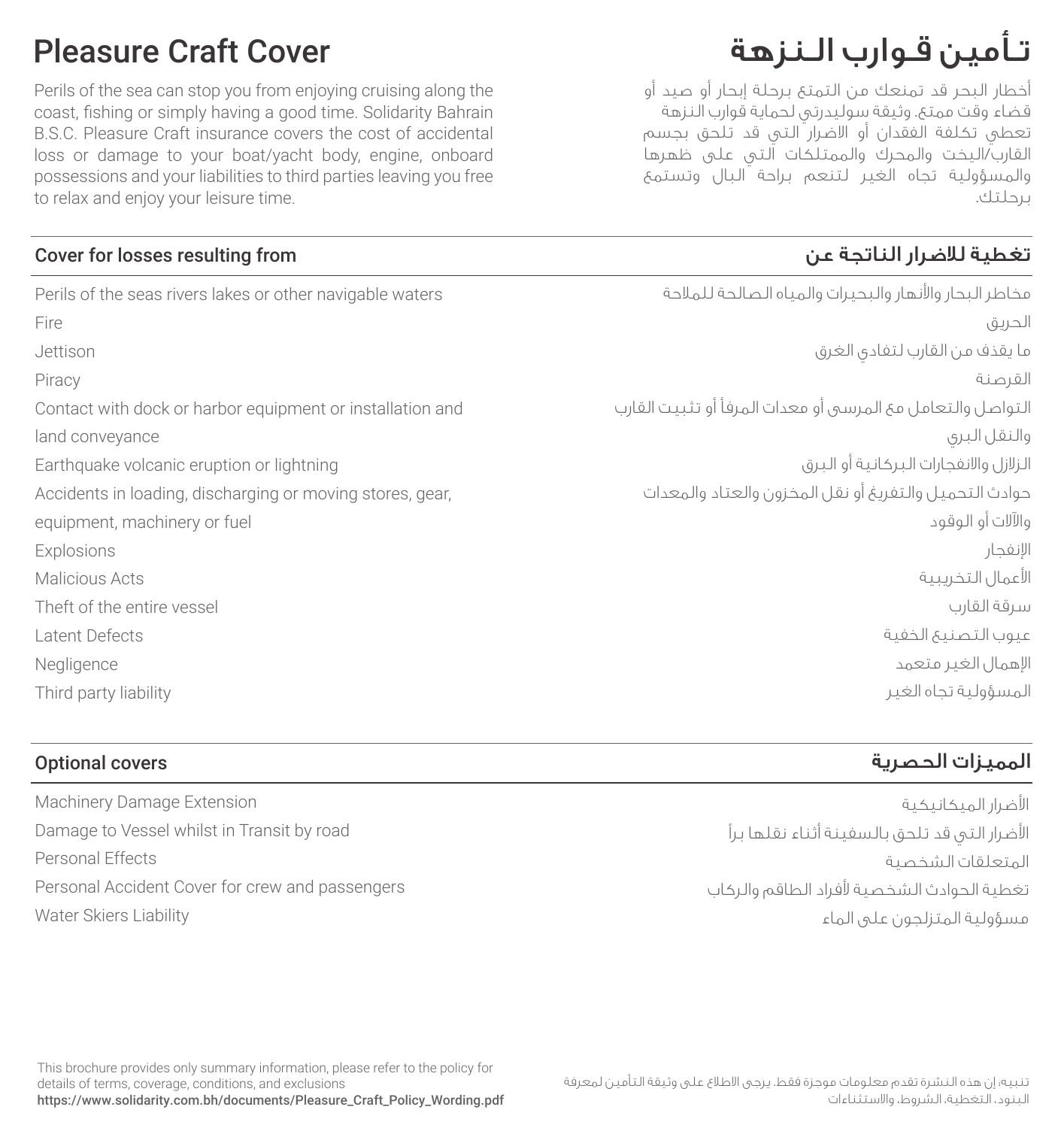# Pleasure Craft Cover

# تـأمين قـوارب الـنـزهة

Perils of the sea can stop you from enjoying cruising along the coast, fishing or simply having a good time. Solidarity Bahrain B.S.C. Pleasure Craft insurance covers the cost of accidental loss or damage to your boat/yacht body, engine, onboard possessions and your liabilities to third parties leaving you free to relax and enjoy your leisure time.

أخطار البحر قد تمنعك من التمتع برحلة إبحار أو صيد أو قضاء وقت ممتع. وثيقة سوليدرتي لحماية قوارب النزهة تعطي تكلفة الفقدان أو الاضرار التي قد تلحق بجسم القارب/اليخت والمحرك والممتلكات التي على ظهرها والمسؤولية تجاه الغير لتنعم براحة البال وتستمع برحلتك.

| Cover for losses resulting from | تغطية للاضرار الناتجة عن |
|---|---|
| Perils of the seas rivers lakes or other navigable waters | مخاطر البحار والأنهار والبحيرات والمياه الصالحة للملاحة |
| Fire | الحريق |
| Jettison | ما يقذف من القارب لتفادي الغرق |
| Piracy | القرصنة |
| Contact with dock or harbor equipment or installation and land conveyance | التواصل والتعامل مع المرسى أو معدات المرفأ أو تثبيت القارب والنقل البري |
| Earthquake volcanic eruption or lightning | الزلازل والانفجارات البركانية أو البرق |
| Accidents in loading, discharging or moving stores, gear, equipment, machinery or fuel | حوادث التحميل والتفريغ أو نقل المخزون والعتاد والمعدات والآلات أو الوقود |
| Explosions | الإنفجار |
| Malicious Acts | الأعمال التخريبية |
| Theft of the entire vessel | سرقة القارب |
| Latent Defects | عيوب التصنيع الخفية |
| Negligence | الإهمال الغير متعمد |
| Third party liability | المسؤولية تجاه الغير |

| Optional covers | المميزات الحصرية |
|---|---|
| Machinery Damage Extension | الأضرار الميكانيكية |
| Damage to Vessel whilst in Transit by road | الأضرار التي قد تلحق بالسفينة أثناء نقلها براً |
| Personal Effects | المتعلقات الشخصية |
| Personal Accident Cover for crew and passengers | تغطية الحوادث الشخصية لأفراد الطاقم والركاب |
| Water Skiers Liability | مسؤولية المتزلجون على الماء |

This brochure provides only summary information, please refer to the policy for details of terms, coverage, conditions, and exclusions
**https://www.solidarity.com.bh/documents/Pleasure_Craft_Policy_Wording.pdf**

تنبيه: إن هذه النشرة تقدم معلومات موجزة فقط. يرجى الاطلاع على وثيقة التأمين لمعرفة البنود، التغطية، الشروط، والاستثناءات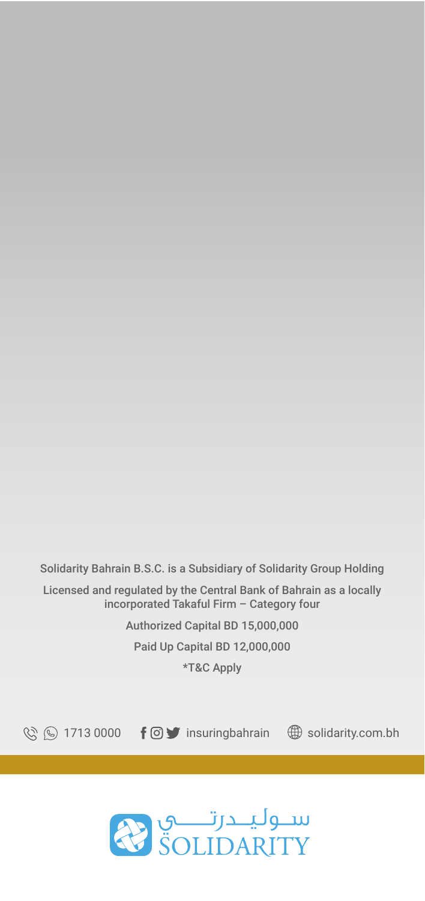Solidarity Bahrain B.S.C. is a Subsidiary of Solidarity Group Holding

Licensed and regulated by the Central Bank of Bahrain as a locally incorporated Takaful Firm – Category four

Authorized Capital BD 15,000,000

Paid Up Capital BD 12,000,000

*T&C Apply

1713 0000 insuringbahrain solidarity.com.bh

سوليدرتي
SOLIDARITY